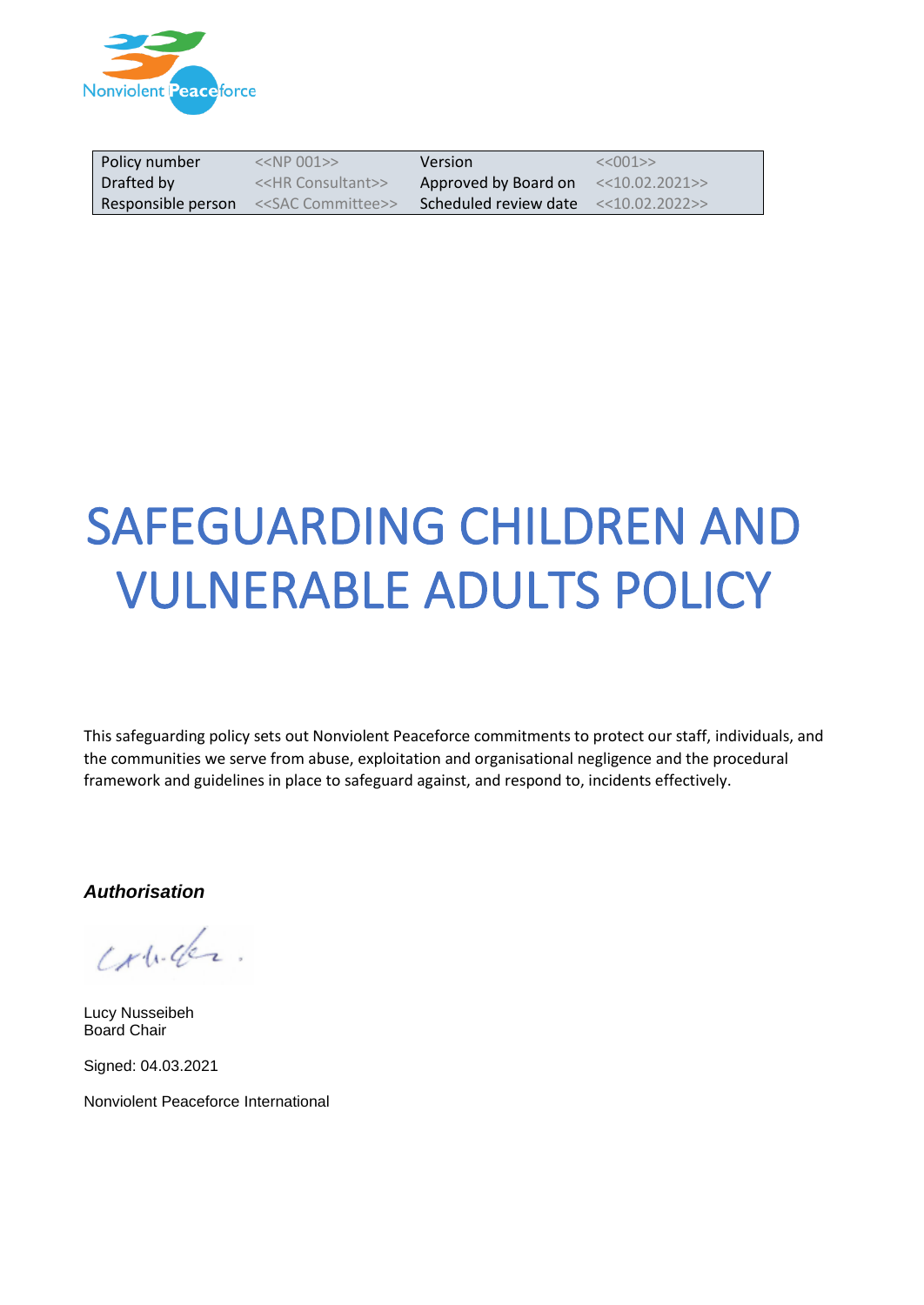Nonviolent Peaceforce

| Policy number | <<NP 001>> | Version | <<001>> |
|---|---|---|---|
| Drafted by | <<HR Consultant>> | Approved by Board on | <<10.02.2021>> |
| Responsible person | <<SAC Committee>> | Scheduled review date | <<10.02.2022>> |

# SAFEGUARDING CHILDREN AND VULNERABLE ADULTS POLICY

This safeguarding policy sets out Nonviolent Peaceforce commitments to protect our staff, individuals, and the communities we serve from abuse, exploitation and organisational negligence and the procedural framework and guidelines in place to safeguard against, and respond to, incidents effectively.

***Authorisation***

Lucy Nusseibeh
Board Chair

Signed: 04.03.2021

Nonviolent Peaceforce International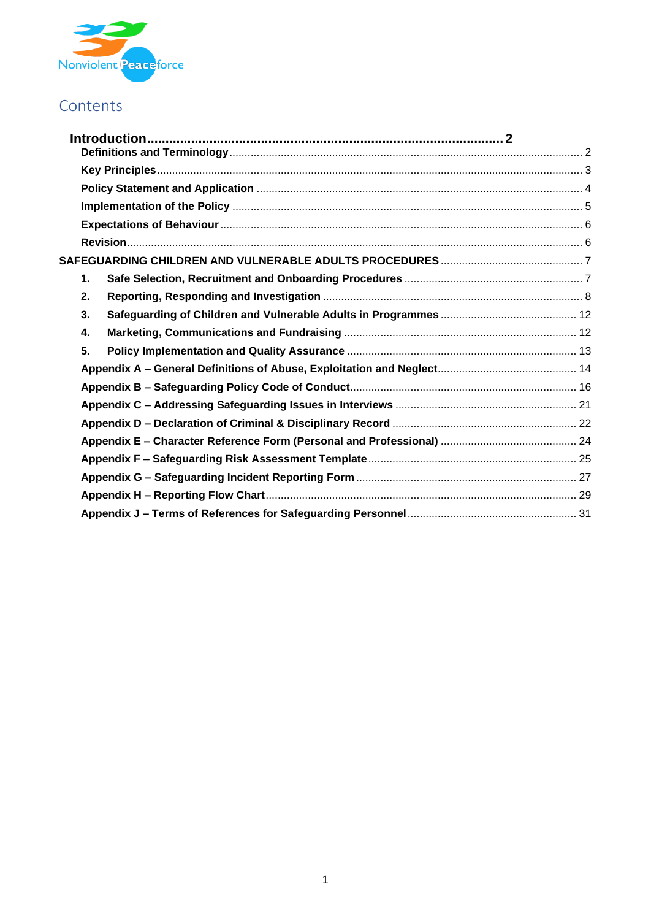# Contents

**Introduction ... 2**

- **Definitions and Terminology** ... 2
- **Key Principles** ... 3
- **Policy Statement and Application** ... 4
- **Implementation of the Policy** ... 5
- **Expectations of Behaviour** ... 6
- **Revision** ... 6

**SAFEGUARDING CHILDREN AND VULNERABLE ADULTS PROCEDURES** ... 7

1. **Safe Selection, Recruitment and Onboarding Procedures** ... 7
2. **Reporting, Responding and Investigation** ... 8
3. **Safeguarding of Children and Vulnerable Adults in Programmes** ... 12
4. **Marketing, Communications and Fundraising** ... 12
5. **Policy Implementation and Quality Assurance** ... 13

- **Appendix A – General Definitions of Abuse, Exploitation and Neglect** ... 14
- **Appendix B – Safeguarding Policy Code of Conduct** ... 16
- **Appendix C – Addressing Safeguarding Issues in Interviews** ... 21
- **Appendix D – Declaration of Criminal & Disciplinary Record** ... 22
- **Appendix E – Character Reference Form (Personal and Professional)** ... 24
- **Appendix F – Safeguarding Risk Assessment Template** ... 25
- **Appendix G – Safeguarding Incident Reporting Form** ... 27
- **Appendix H – Reporting Flow Chart** ... 29
- **Appendix J – Terms of References for Safeguarding Personnel** ... 31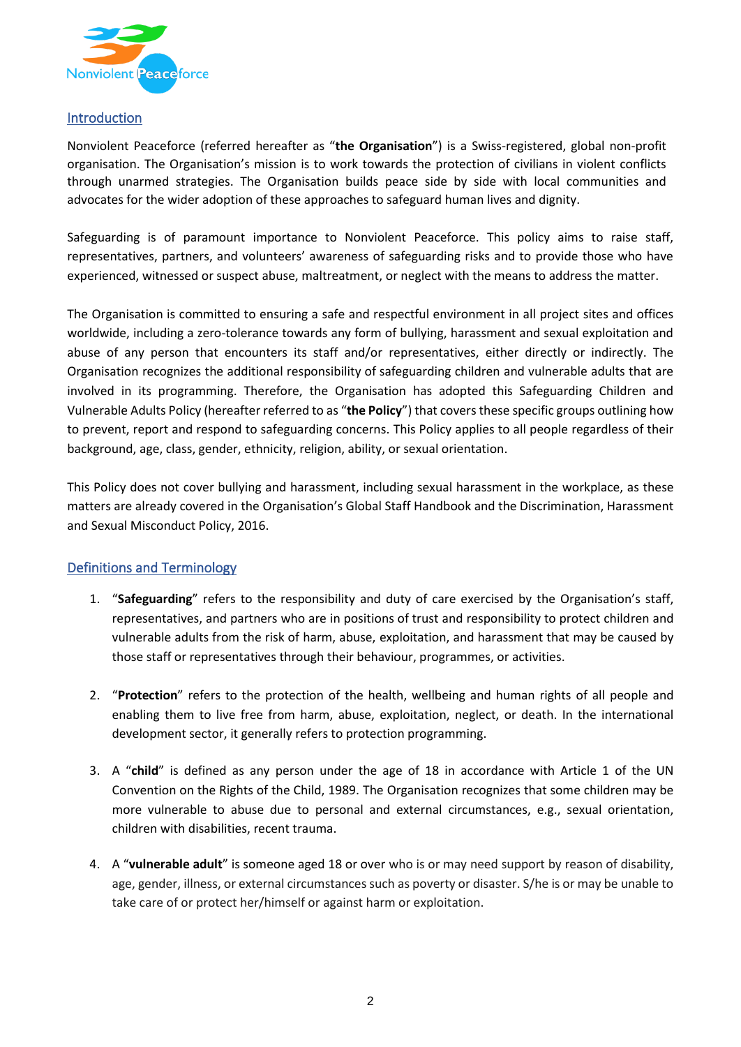## Introduction

Nonviolent Peaceforce (referred hereafter as "**the Organisation**") is a Swiss-registered, global non-profit organisation. The Organisation's mission is to work towards the protection of civilians in violent conflicts through unarmed strategies. The Organisation builds peace side by side with local communities and advocates for the wider adoption of these approaches to safeguard human lives and dignity.

Safeguarding is of paramount importance to Nonviolent Peaceforce. This policy aims to raise staff, representatives, partners, and volunteers' awareness of safeguarding risks and to provide those who have experienced, witnessed or suspect abuse, maltreatment, or neglect with the means to address the matter.

The Organisation is committed to ensuring a safe and respectful environment in all project sites and offices worldwide, including a zero-tolerance towards any form of bullying, harassment and sexual exploitation and abuse of any person that encounters its staff and/or representatives, either directly or indirectly. The Organisation recognizes the additional responsibility of safeguarding children and vulnerable adults that are involved in its programming. Therefore, the Organisation has adopted this Safeguarding Children and Vulnerable Adults Policy (hereafter referred to as "**the Policy**") that covers these specific groups outlining how to prevent, report and respond to safeguarding concerns. This Policy applies to all people regardless of their background, age, class, gender, ethnicity, religion, ability, or sexual orientation.

This Policy does not cover bullying and harassment, including sexual harassment in the workplace, as these matters are already covered in the Organisation's Global Staff Handbook and the Discrimination, Harassment and Sexual Misconduct Policy, 2016.

## Definitions and Terminology

1. "**Safeguarding**" refers to the responsibility and duty of care exercised by the Organisation's staff, representatives, and partners who are in positions of trust and responsibility to protect children and vulnerable adults from the risk of harm, abuse, exploitation, and harassment that may be caused by those staff or representatives through their behaviour, programmes, or activities.

2. "**Protection**" refers to the protection of the health, wellbeing and human rights of all people and enabling them to live free from harm, abuse, exploitation, neglect, or death. In the international development sector, it generally refers to protection programming.

3. A "**child**" is defined as any person under the age of 18 in accordance with Article 1 of the UN Convention on the Rights of the Child, 1989. The Organisation recognizes that some children may be more vulnerable to abuse due to personal and external circumstances, e.g., sexual orientation, children with disabilities, recent trauma.

4. A "**vulnerable adult**" is someone aged 18 or over who is or may need support by reason of disability, age, gender, illness, or external circumstances such as poverty or disaster. S/he is or may be unable to take care of or protect her/himself or against harm or exploitation.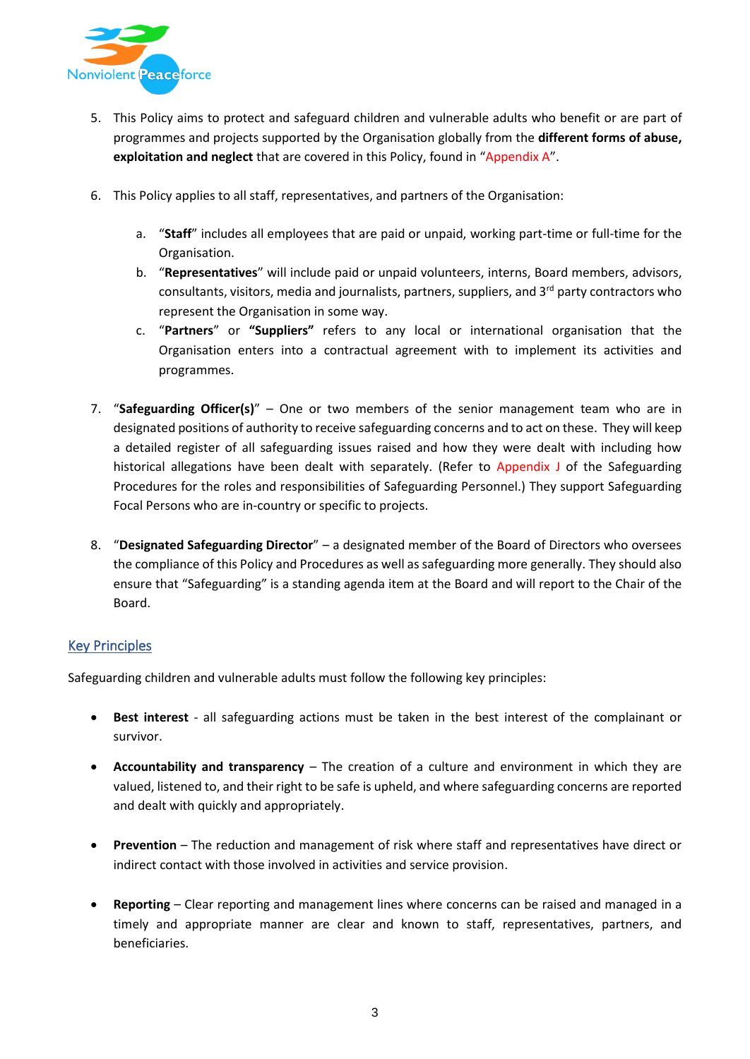5. This Policy aims to protect and safeguard children and vulnerable adults who benefit or are part of programmes and projects supported by the Organisation globally from the **different forms of abuse, exploitation and neglect** that are covered in this Policy, found in "Appendix A".

6. This Policy applies to all staff, representatives, and partners of the Organisation:

   a. "**Staff**" includes all employees that are paid or unpaid, working part-time or full-time for the Organisation.
   b. "**Representatives**" will include paid or unpaid volunteers, interns, Board members, advisors, consultants, visitors, media and journalists, partners, suppliers, and 3rd party contractors who represent the Organisation in some way.
   c. "**Partners**" or **"Suppliers"** refers to any local or international organisation that the Organisation enters into a contractual agreement with to implement its activities and programmes.

7. "**Safeguarding Officer(s)**" – One or two members of the senior management team who are in designated positions of authority to receive safeguarding concerns and to act on these. They will keep a detailed register of all safeguarding issues raised and how they were dealt with including how historical allegations have been dealt with separately. (Refer to Appendix J of the Safeguarding Procedures for the roles and responsibilities of Safeguarding Personnel.) They support Safeguarding Focal Persons who are in-country or specific to projects.

8. "**Designated Safeguarding Director**" – a designated member of the Board of Directors who oversees the compliance of this Policy and Procedures as well as safeguarding more generally. They should also ensure that "Safeguarding" is a standing agenda item at the Board and will report to the Chair of the Board.

## Key Principles

Safeguarding children and vulnerable adults must follow the following key principles:

- **Best interest** - all safeguarding actions must be taken in the best interest of the complainant or survivor.

- **Accountability and transparency** – The creation of a culture and environment in which they are valued, listened to, and their right to be safe is upheld, and where safeguarding concerns are reported and dealt with quickly and appropriately.

- **Prevention** – The reduction and management of risk where staff and representatives have direct or indirect contact with those involved in activities and service provision.

- **Reporting** – Clear reporting and management lines where concerns can be raised and managed in a timely and appropriate manner are clear and known to staff, representatives, partners, and beneficiaries.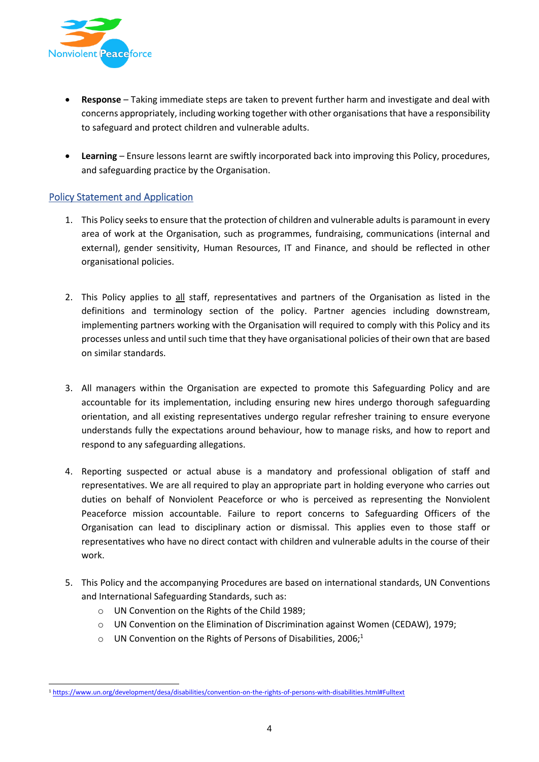- **Response** – Taking immediate steps are taken to prevent further harm and investigate and deal with concerns appropriately, including working together with other organisations that have a responsibility to safeguard and protect children and vulnerable adults.

- **Learning** – Ensure lessons learnt are swiftly incorporated back into improving this Policy, procedures, and safeguarding practice by the Organisation.

## Policy Statement and Application

1. This Policy seeks to ensure that the protection of children and vulnerable adults is paramount in every area of work at the Organisation, such as programmes, fundraising, communications (internal and external), gender sensitivity, Human Resources, IT and Finance, and should be reflected in other organisational policies.

2. This Policy applies to <u>all</u> staff, representatives and partners of the Organisation as listed in the definitions and terminology section of the policy. Partner agencies including downstream, implementing partners working with the Organisation will required to comply with this Policy and its processes unless and until such time that they have organisational policies of their own that are based on similar standards.

3. All managers within the Organisation are expected to promote this Safeguarding Policy and are accountable for its implementation, including ensuring new hires undergo thorough safeguarding orientation, and all existing representatives undergo regular refresher training to ensure everyone understands fully the expectations around behaviour, how to manage risks, and how to report and respond to any safeguarding allegations.

4. Reporting suspected or actual abuse is a mandatory and professional obligation of staff and representatives. We are all required to play an appropriate part in holding everyone who carries out duties on behalf of Nonviolent Peaceforce or who is perceived as representing the Nonviolent Peaceforce mission accountable. Failure to report concerns to Safeguarding Officers of the Organisation can lead to disciplinary action or dismissal. This applies even to those staff or representatives who have no direct contact with children and vulnerable adults in the course of their work.

5. This Policy and the accompanying Procedures are based on international standards, UN Conventions and International Safeguarding Standards, such as:
    - UN Convention on the Rights of the Child 1989;
    - UN Convention on the Elimination of Discrimination against Women (CEDAW), 1979;
    - UN Convention on the Rights of Persons of Disabilities, 2006;[1]

[1] https://www.un.org/development/desa/disabilities/convention-on-the-rights-of-persons-with-disabilities.html#Fulltext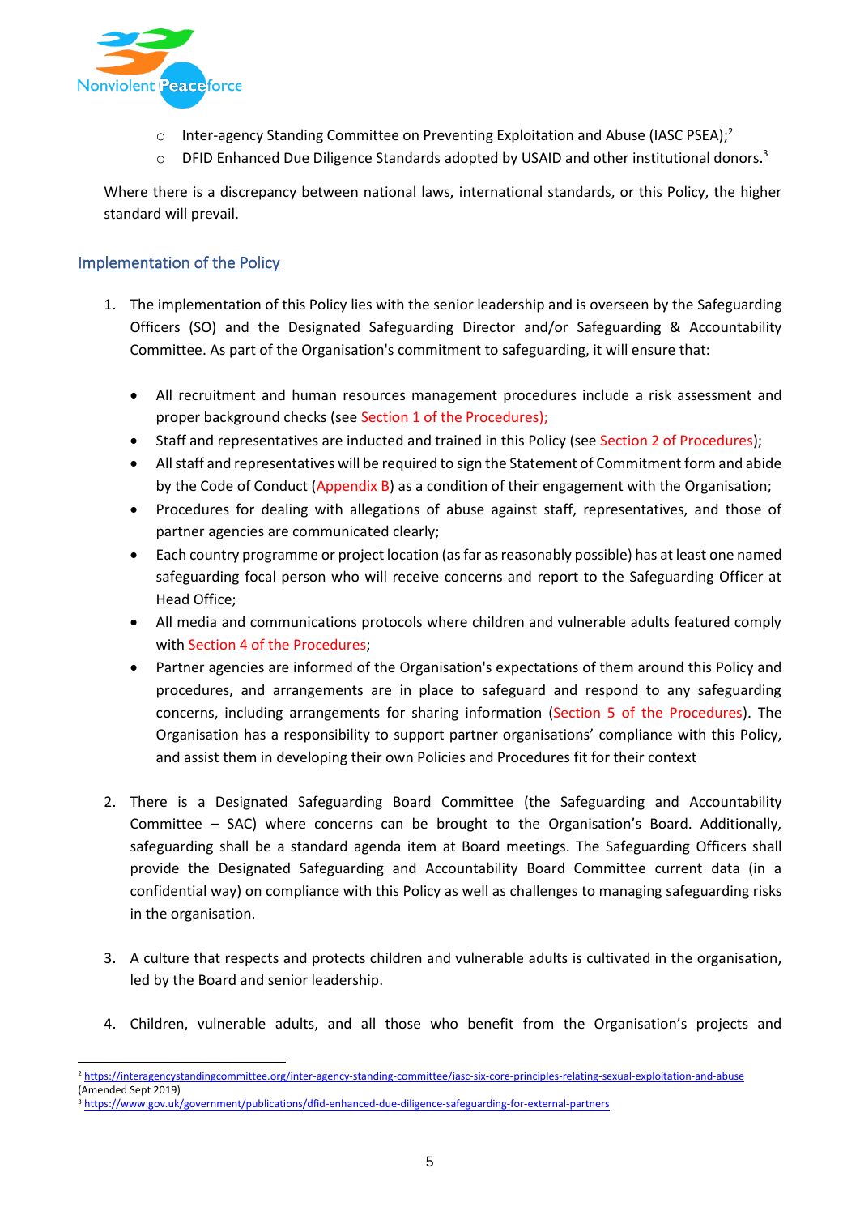- Inter-agency Standing Committee on Preventing Exploitation and Abuse (IASC PSEA);[2]
- DFID Enhanced Due Diligence Standards adopted by USAID and other institutional donors.[3]

Where there is a discrepancy between national laws, international standards, or this Policy, the higher standard will prevail.

## Implementation of the Policy

1. The implementation of this Policy lies with the senior leadership and is overseen by the Safeguarding Officers (SO) and the Designated Safeguarding Director and/or Safeguarding & Accountability Committee. As part of the Organisation's commitment to safeguarding, it will ensure that:

   - All recruitment and human resources management procedures include a risk assessment and proper background checks (see Section 1 of the Procedures);
   - Staff and representatives are inducted and trained in this Policy (see Section 2 of Procedures);
   - All staff and representatives will be required to sign the Statement of Commitment form and abide by the Code of Conduct (Appendix B) as a condition of their engagement with the Organisation;
   - Procedures for dealing with allegations of abuse against staff, representatives, and those of partner agencies are communicated clearly;
   - Each country programme or project location (as far as reasonably possible) has at least one named safeguarding focal person who will receive concerns and report to the Safeguarding Officer at Head Office;
   - All media and communications protocols where children and vulnerable adults featured comply with Section 4 of the Procedures;
   - Partner agencies are informed of the Organisation's expectations of them around this Policy and procedures, and arrangements are in place to safeguard and respond to any safeguarding concerns, including arrangements for sharing information (Section 5 of the Procedures). The Organisation has a responsibility to support partner organisations' compliance with this Policy, and assist them in developing their own Policies and Procedures fit for their context

2. There is a Designated Safeguarding Board Committee (the Safeguarding and Accountability Committee – SAC) where concerns can be brought to the Organisation's Board. Additionally, safeguarding shall be a standard agenda item at Board meetings. The Safeguarding Officers shall provide the Designated Safeguarding and Accountability Board Committee current data (in a confidential way) on compliance with this Policy as well as challenges to managing safeguarding risks in the organisation.

3. A culture that respects and protects children and vulnerable adults is cultivated in the organisation, led by the Board and senior leadership.

4. Children, vulnerable adults, and all those who benefit from the Organisation's projects and

---

[2] https://interagencystandingcommittee.org/inter-agency-standing-committee/iasc-six-core-principles-relating-sexual-exploitation-and-abuse (Amended Sept 2019)

[3] https://www.gov.uk/government/publications/dfid-enhanced-due-diligence-safeguarding-for-external-partners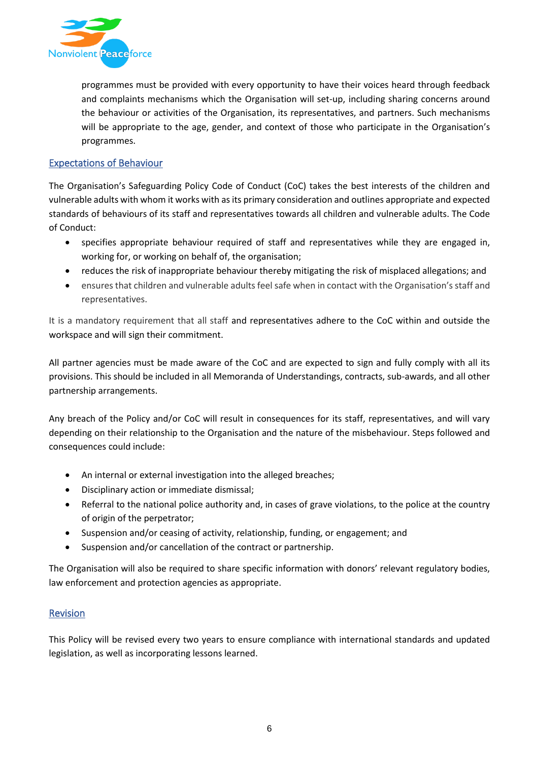programmes must be provided with every opportunity to have their voices heard through feedback and complaints mechanisms which the Organisation will set-up, including sharing concerns around the behaviour or activities of the Organisation, its representatives, and partners. Such mechanisms will be appropriate to the age, gender, and context of those who participate in the Organisation's programmes.

## Expectations of Behaviour

The Organisation's Safeguarding Policy Code of Conduct (CoC) takes the best interests of the children and vulnerable adults with whom it works with as its primary consideration and outlines appropriate and expected standards of behaviours of its staff and representatives towards all children and vulnerable adults. The Code of Conduct:

- specifies appropriate behaviour required of staff and representatives while they are engaged in, working for, or working on behalf of, the organisation;
- reduces the risk of inappropriate behaviour thereby mitigating the risk of misplaced allegations; and
- ensures that children and vulnerable adults feel safe when in contact with the Organisation's staff and representatives.

It is a mandatory requirement that all staff and representatives adhere to the CoC within and outside the workspace and will sign their commitment.

All partner agencies must be made aware of the CoC and are expected to sign and fully comply with all its provisions. This should be included in all Memoranda of Understandings, contracts, sub-awards, and all other partnership arrangements.

Any breach of the Policy and/or CoC will result in consequences for its staff, representatives, and will vary depending on their relationship to the Organisation and the nature of the misbehaviour. Steps followed and consequences could include:

- An internal or external investigation into the alleged breaches;
- Disciplinary action or immediate dismissal;
- Referral to the national police authority and, in cases of grave violations, to the police at the country of origin of the perpetrator;
- Suspension and/or ceasing of activity, relationship, funding, or engagement; and
- Suspension and/or cancellation of the contract or partnership.

The Organisation will also be required to share specific information with donors' relevant regulatory bodies, law enforcement and protection agencies as appropriate.

## Revision

This Policy will be revised every two years to ensure compliance with international standards and updated legislation, as well as incorporating lessons learned.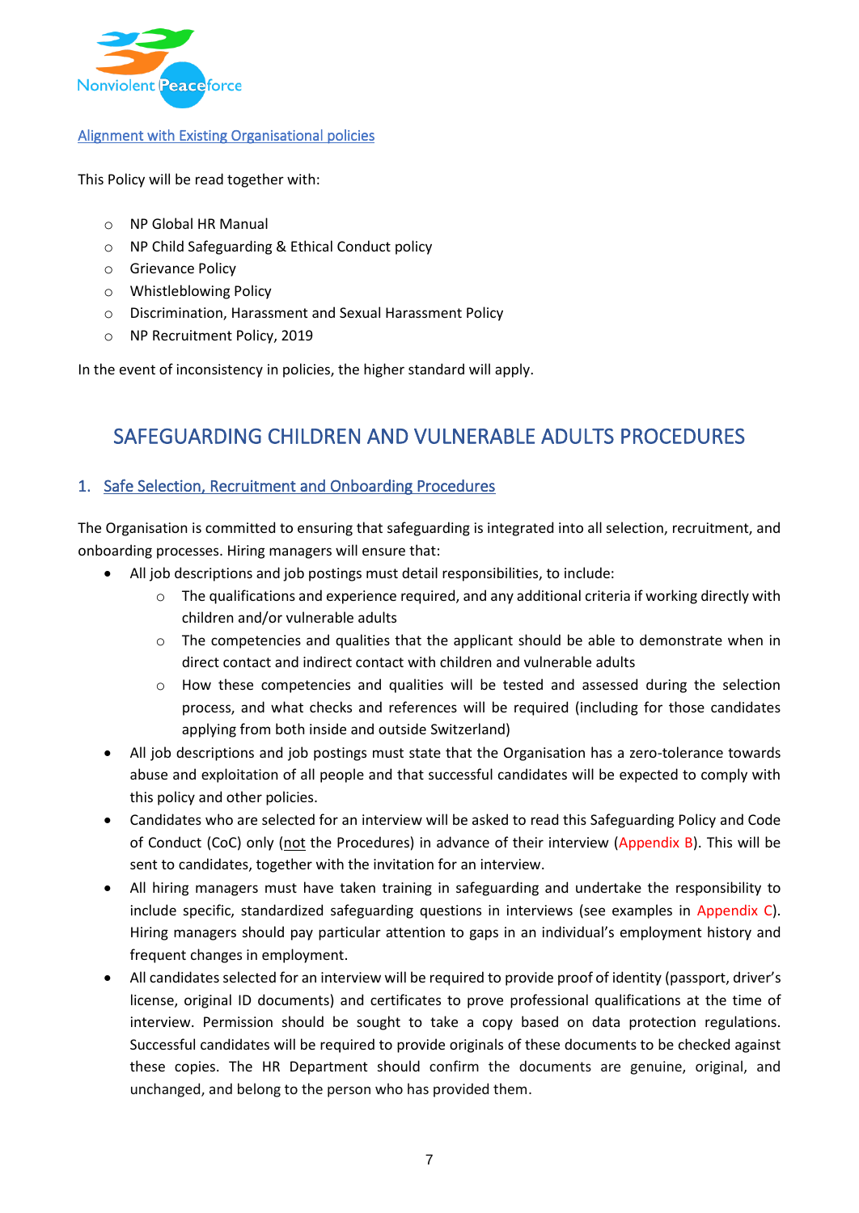Alignment with Existing Organisational policies

This Policy will be read together with:

- NP Global HR Manual
- NP Child Safeguarding & Ethical Conduct policy
- Grievance Policy
- Whistleblowing Policy
- Discrimination, Harassment and Sexual Harassment Policy
- NP Recruitment Policy, 2019

In the event of inconsistency in policies, the higher standard will apply.

# SAFEGUARDING CHILDREN AND VULNERABLE ADULTS PROCEDURES

## 1. Safe Selection, Recruitment and Onboarding Procedures

The Organisation is committed to ensuring that safeguarding is integrated into all selection, recruitment, and onboarding processes. Hiring managers will ensure that:

- All job descriptions and job postings must detail responsibilities, to include:
  - The qualifications and experience required, and any additional criteria if working directly with children and/or vulnerable adults
  - The competencies and qualities that the applicant should be able to demonstrate when in direct contact and indirect contact with children and vulnerable adults
  - How these competencies and qualities will be tested and assessed during the selection process, and what checks and references will be required (including for those candidates applying from both inside and outside Switzerland)
- All job descriptions and job postings must state that the Organisation has a zero-tolerance towards abuse and exploitation of all people and that successful candidates will be expected to comply with this policy and other policies.
- Candidates who are selected for an interview will be asked to read this Safeguarding Policy and Code of Conduct (CoC) only (not the Procedures) in advance of their interview (Appendix B). This will be sent to candidates, together with the invitation for an interview.
- All hiring managers must have taken training in safeguarding and undertake the responsibility to include specific, standardized safeguarding questions in interviews (see examples in Appendix C). Hiring managers should pay particular attention to gaps in an individual's employment history and frequent changes in employment.
- All candidates selected for an interview will be required to provide proof of identity (passport, driver's license, original ID documents) and certificates to prove professional qualifications at the time of interview. Permission should be sought to take a copy based on data protection regulations. Successful candidates will be required to provide originals of these documents to be checked against these copies. The HR Department should confirm the documents are genuine, original, and unchanged, and belong to the person who has provided them.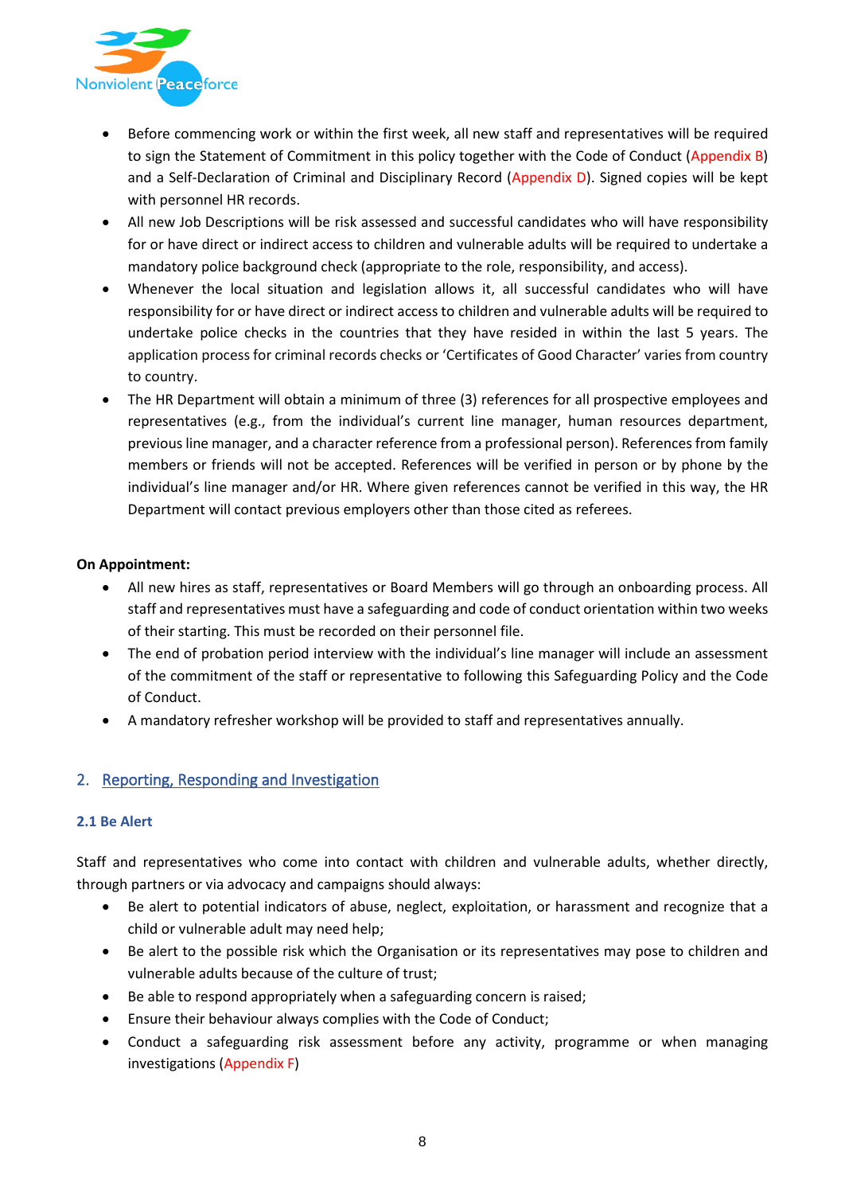- Before commencing work or within the first week, all new staff and representatives will be required to sign the Statement of Commitment in this policy together with the Code of Conduct (Appendix B) and a Self-Declaration of Criminal and Disciplinary Record (Appendix D). Signed copies will be kept with personnel HR records.
- All new Job Descriptions will be risk assessed and successful candidates who will have responsibility for or have direct or indirect access to children and vulnerable adults will be required to undertake a mandatory police background check (appropriate to the role, responsibility, and access).
- Whenever the local situation and legislation allows it, all successful candidates who will have responsibility for or have direct or indirect access to children and vulnerable adults will be required to undertake police checks in the countries that they have resided in within the last 5 years. The application process for criminal records checks or 'Certificates of Good Character' varies from country to country.
- The HR Department will obtain a minimum of three (3) references for all prospective employees and representatives (e.g., from the individual's current line manager, human resources department, previous line manager, and a character reference from a professional person). References from family members or friends will not be accepted. References will be verified in person or by phone by the individual's line manager and/or HR. Where given references cannot be verified in this way, the HR Department will contact previous employers other than those cited as referees.

**On Appointment:**

- All new hires as staff, representatives or Board Members will go through an onboarding process. All staff and representatives must have a safeguarding and code of conduct orientation within two weeks of their starting. This must be recorded on their personnel file.
- The end of probation period interview with the individual's line manager will include an assessment of the commitment of the staff or representative to following this Safeguarding Policy and the Code of Conduct.
- A mandatory refresher workshop will be provided to staff and representatives annually.

## 2. Reporting, Responding and Investigation

### 2.1 Be Alert

Staff and representatives who come into contact with children and vulnerable adults, whether directly, through partners or via advocacy and campaigns should always:

- Be alert to potential indicators of abuse, neglect, exploitation, or harassment and recognize that a child or vulnerable adult may need help;
- Be alert to the possible risk which the Organisation or its representatives may pose to children and vulnerable adults because of the culture of trust;
- Be able to respond appropriately when a safeguarding concern is raised;
- Ensure their behaviour always complies with the Code of Conduct;
- Conduct a safeguarding risk assessment before any activity, programme or when managing investigations (Appendix F)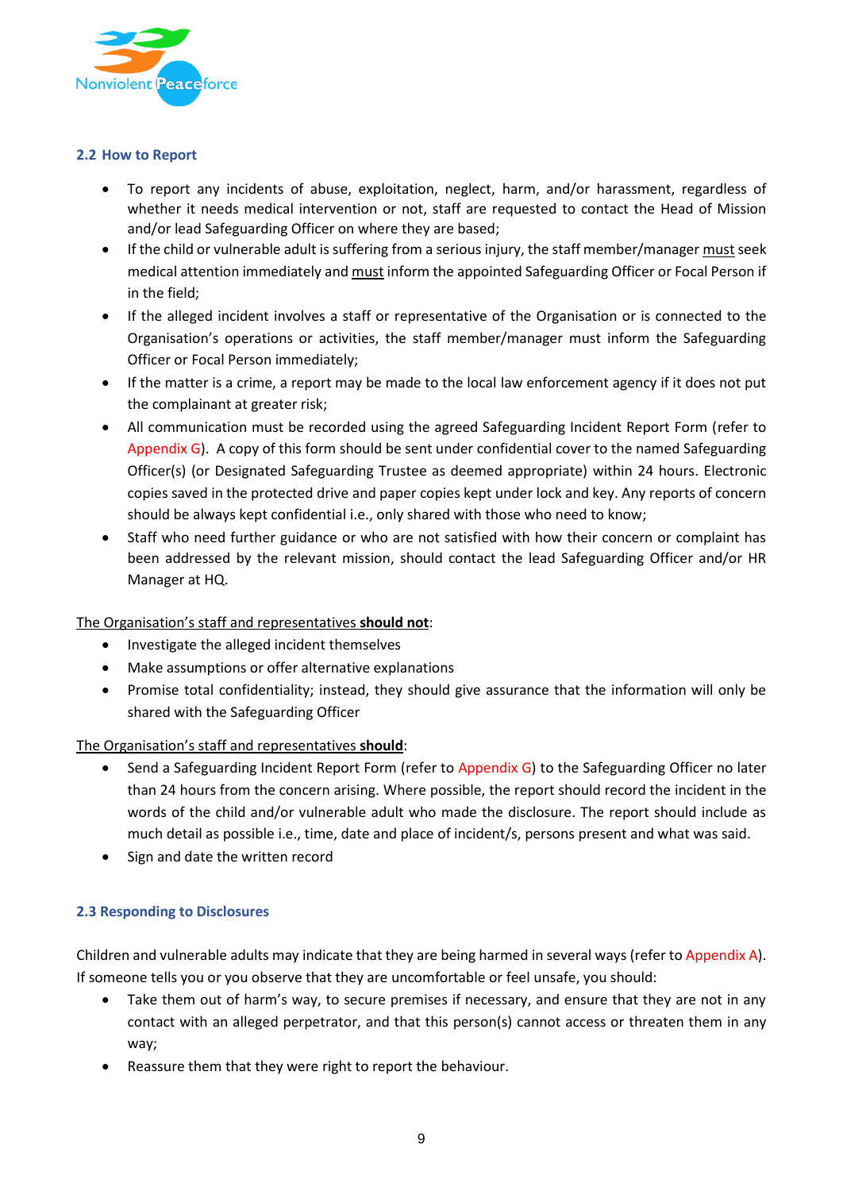### 2.2 How to Report

- To report any incidents of abuse, exploitation, neglect, harm, and/or harassment, regardless of whether it needs medical intervention or not, staff are requested to contact the Head of Mission and/or lead Safeguarding Officer on where they are based;
- If the child or vulnerable adult is suffering from a serious injury, the staff member/manager <u>must</u> seek medical attention immediately and <u>must</u> inform the appointed Safeguarding Officer or Focal Person if in the field;
- If the alleged incident involves a staff or representative of the Organisation or is connected to the Organisation's operations or activities, the staff member/manager must inform the Safeguarding Officer or Focal Person immediately;
- If the matter is a crime, a report may be made to the local law enforcement agency if it does not put the complainant at greater risk;
- All communication must be recorded using the agreed Safeguarding Incident Report Form (refer to Appendix G). A copy of this form should be sent under confidential cover to the named Safeguarding Officer(s) (or Designated Safeguarding Trustee as deemed appropriate) within 24 hours. Electronic copies saved in the protected drive and paper copies kept under lock and key. Any reports of concern should be always kept confidential i.e., only shared with those who need to know;
- Staff who need further guidance or who are not satisfied with how their concern or complaint has been addressed by the relevant mission, should contact the lead Safeguarding Officer and/or HR Manager at HQ.

<u>The Organisation's staff and representatives **should not**</u>:

- Investigate the alleged incident themselves
- Make assumptions or offer alternative explanations
- Promise total confidentiality; instead, they should give assurance that the information will only be shared with the Safeguarding Officer

<u>The Organisation's staff and representatives **should**</u>:

- Send a Safeguarding Incident Report Form (refer to Appendix G) to the Safeguarding Officer no later than 24 hours from the concern arising. Where possible, the report should record the incident in the words of the child and/or vulnerable adult who made the disclosure. The report should include as much detail as possible i.e., time, date and place of incident/s, persons present and what was said.
- Sign and date the written record

### 2.3 Responding to Disclosures

Children and vulnerable adults may indicate that they are being harmed in several ways (refer to Appendix A). If someone tells you or you observe that they are uncomfortable or feel unsafe, you should:

- Take them out of harm's way, to secure premises if necessary, and ensure that they are not in any contact with an alleged perpetrator, and that this person(s) cannot access or threaten them in any way;
- Reassure them that they were right to report the behaviour.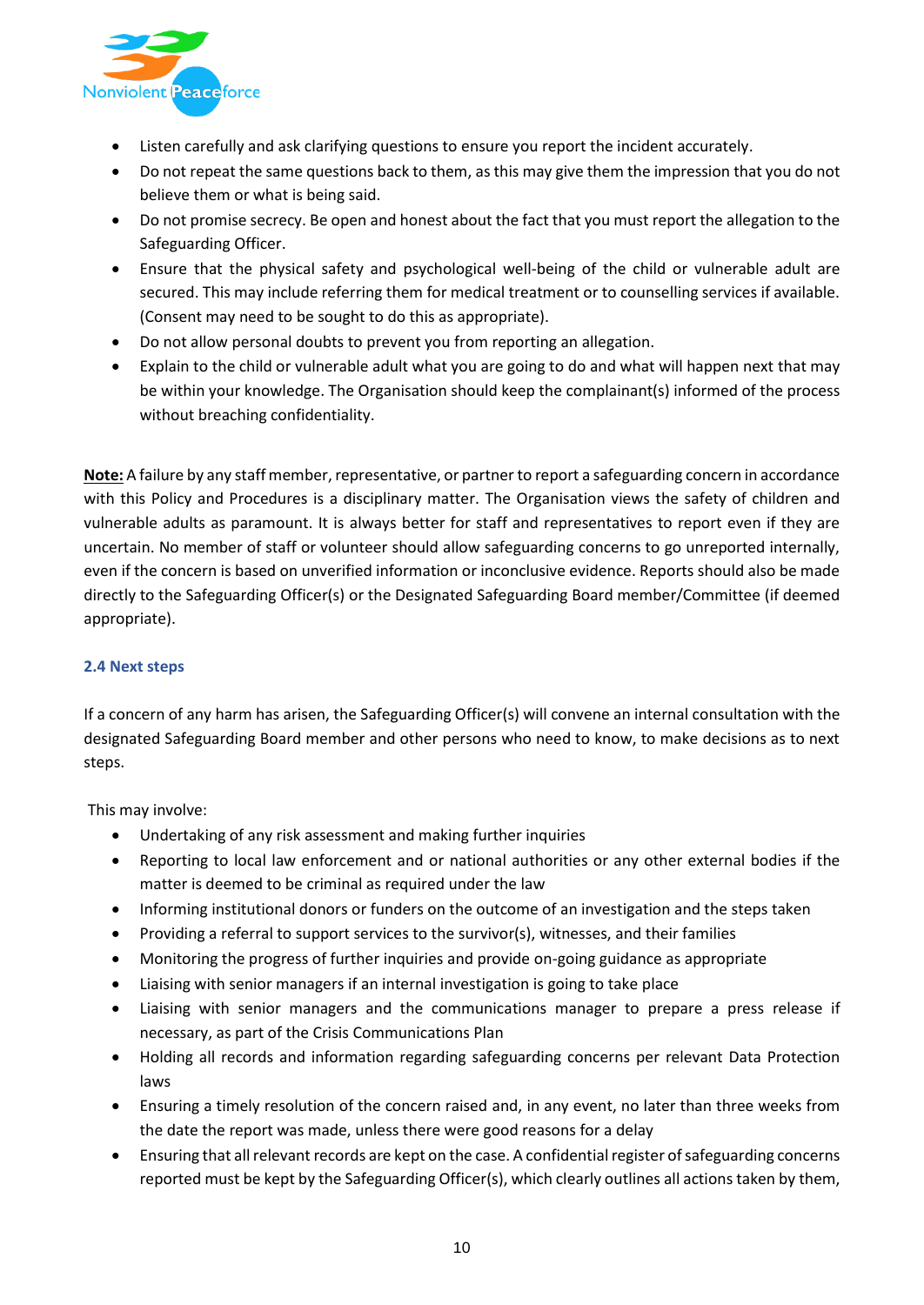- Listen carefully and ask clarifying questions to ensure you report the incident accurately.
- Do not repeat the same questions back to them, as this may give them the impression that you do not believe them or what is being said.
- Do not promise secrecy. Be open and honest about the fact that you must report the allegation to the Safeguarding Officer.
- Ensure that the physical safety and psychological well-being of the child or vulnerable adult are secured. This may include referring them for medical treatment or to counselling services if available. (Consent may need to be sought to do this as appropriate).
- Do not allow personal doubts to prevent you from reporting an allegation.
- Explain to the child or vulnerable adult what you are going to do and what will happen next that may be within your knowledge. The Organisation should keep the complainant(s) informed of the process without breaching confidentiality.

**Note:** A failure by any staff member, representative, or partner to report a safeguarding concern in accordance with this Policy and Procedures is a disciplinary matter. The Organisation views the safety of children and vulnerable adults as paramount. It is always better for staff and representatives to report even if they are uncertain. No member of staff or volunteer should allow safeguarding concerns to go unreported internally, even if the concern is based on unverified information or inconclusive evidence. Reports should also be made directly to the Safeguarding Officer(s) or the Designated Safeguarding Board member/Committee (if deemed appropriate).

### 2.4 Next steps

If a concern of any harm has arisen, the Safeguarding Officer(s) will convene an internal consultation with the designated Safeguarding Board member and other persons who need to know, to make decisions as to next steps.

This may involve:

- Undertaking of any risk assessment and making further inquiries
- Reporting to local law enforcement and or national authorities or any other external bodies if the matter is deemed to be criminal as required under the law
- Informing institutional donors or funders on the outcome of an investigation and the steps taken
- Providing a referral to support services to the survivor(s), witnesses, and their families
- Monitoring the progress of further inquiries and provide on-going guidance as appropriate
- Liaising with senior managers if an internal investigation is going to take place
- Liaising with senior managers and the communications manager to prepare a press release if necessary, as part of the Crisis Communications Plan
- Holding all records and information regarding safeguarding concerns per relevant Data Protection laws
- Ensuring a timely resolution of the concern raised and, in any event, no later than three weeks from the date the report was made, unless there were good reasons for a delay
- Ensuring that all relevant records are kept on the case. A confidential register of safeguarding concerns reported must be kept by the Safeguarding Officer(s), which clearly outlines all actions taken by them,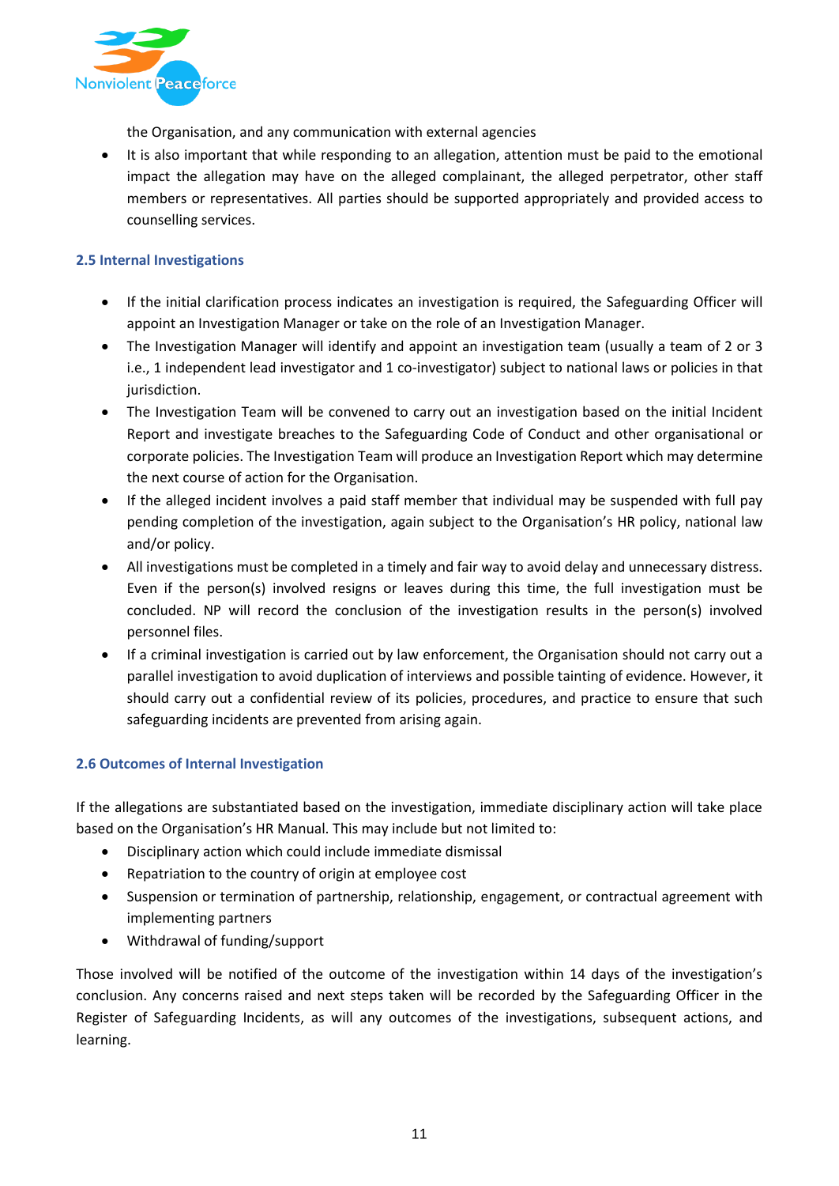the Organisation, and any communication with external agencies

- It is also important that while responding to an allegation, attention must be paid to the emotional impact the allegation may have on the alleged complainant, the alleged perpetrator, other staff members or representatives. All parties should be supported appropriately and provided access to counselling services.

### 2.5 Internal Investigations

- If the initial clarification process indicates an investigation is required, the Safeguarding Officer will appoint an Investigation Manager or take on the role of an Investigation Manager.
- The Investigation Manager will identify and appoint an investigation team (usually a team of 2 or 3 i.e., 1 independent lead investigator and 1 co-investigator) subject to national laws or policies in that jurisdiction.
- The Investigation Team will be convened to carry out an investigation based on the initial Incident Report and investigate breaches to the Safeguarding Code of Conduct and other organisational or corporate policies. The Investigation Team will produce an Investigation Report which may determine the next course of action for the Organisation.
- If the alleged incident involves a paid staff member that individual may be suspended with full pay pending completion of the investigation, again subject to the Organisation's HR policy, national law and/or policy.
- All investigations must be completed in a timely and fair way to avoid delay and unnecessary distress. Even if the person(s) involved resigns or leaves during this time, the full investigation must be concluded. NP will record the conclusion of the investigation results in the person(s) involved personnel files.
- If a criminal investigation is carried out by law enforcement, the Organisation should not carry out a parallel investigation to avoid duplication of interviews and possible tainting of evidence. However, it should carry out a confidential review of its policies, procedures, and practice to ensure that such safeguarding incidents are prevented from arising again.

### 2.6 Outcomes of Internal Investigation

If the allegations are substantiated based on the investigation, immediate disciplinary action will take place based on the Organisation's HR Manual. This may include but not limited to:

- Disciplinary action which could include immediate dismissal
- Repatriation to the country of origin at employee cost
- Suspension or termination of partnership, relationship, engagement, or contractual agreement with implementing partners
- Withdrawal of funding/support

Those involved will be notified of the outcome of the investigation within 14 days of the investigation's conclusion. Any concerns raised and next steps taken will be recorded by the Safeguarding Officer in the Register of Safeguarding Incidents, as will any outcomes of the investigations, subsequent actions, and learning.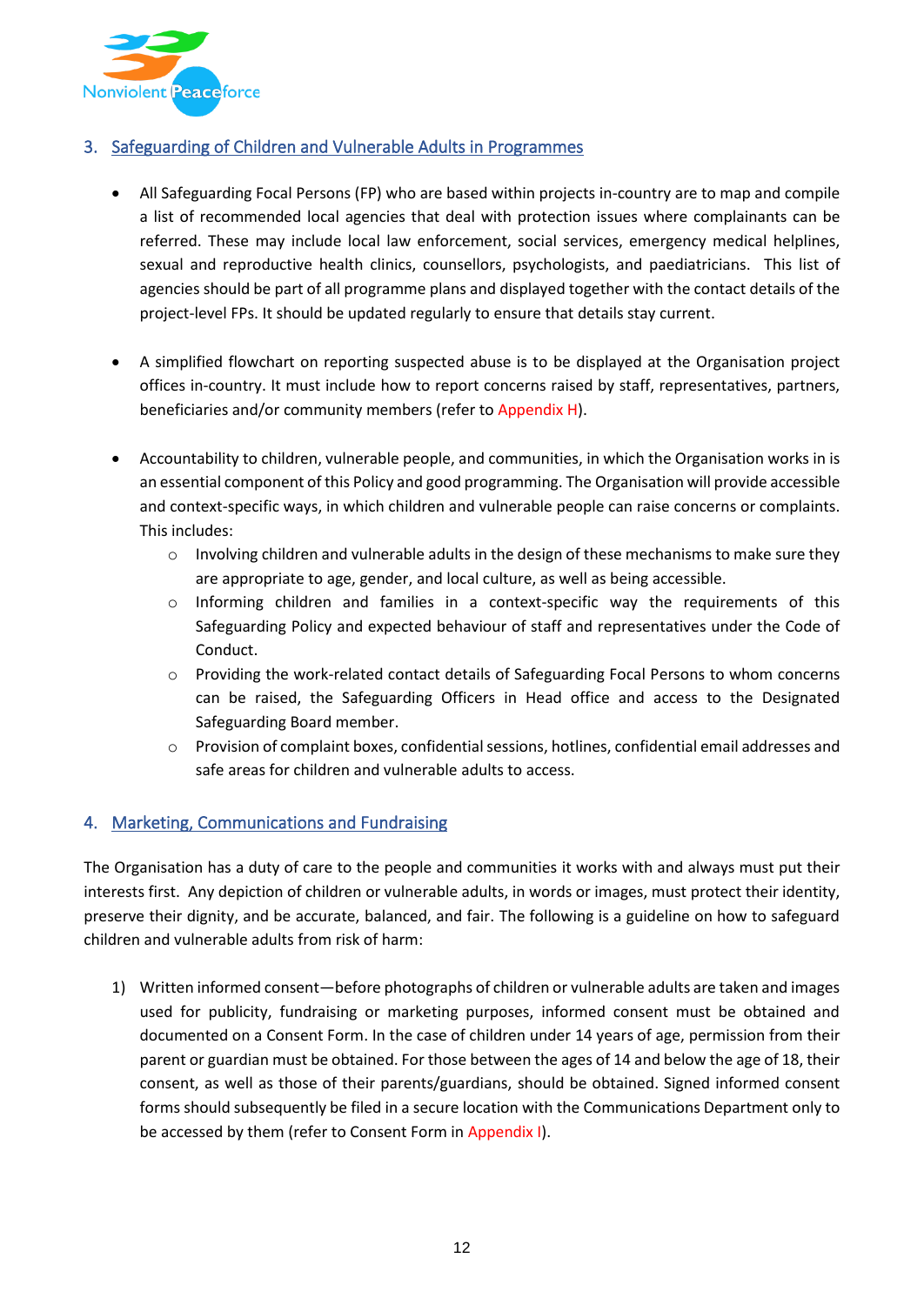## 3. Safeguarding of Children and Vulnerable Adults in Programmes

- All Safeguarding Focal Persons (FP) who are based within projects in-country are to map and compile a list of recommended local agencies that deal with protection issues where complainants can be referred. These may include local law enforcement, social services, emergency medical helplines, sexual and reproductive health clinics, counsellors, psychologists, and paediatricians. This list of agencies should be part of all programme plans and displayed together with the contact details of the project-level FPs. It should be updated regularly to ensure that details stay current.

- A simplified flowchart on reporting suspected abuse is to be displayed at the Organisation project offices in-country. It must include how to report concerns raised by staff, representatives, partners, beneficiaries and/or community members (refer to Appendix H).

- Accountability to children, vulnerable people, and communities, in which the Organisation works in is an essential component of this Policy and good programming. The Organisation will provide accessible and context-specific ways, in which children and vulnerable people can raise concerns or complaints. This includes:
  - Involving children and vulnerable adults in the design of these mechanisms to make sure they are appropriate to age, gender, and local culture, as well as being accessible.
  - Informing children and families in a context-specific way the requirements of this Safeguarding Policy and expected behaviour of staff and representatives under the Code of Conduct.
  - Providing the work-related contact details of Safeguarding Focal Persons to whom concerns can be raised, the Safeguarding Officers in Head office and access to the Designated Safeguarding Board member.
  - Provision of complaint boxes, confidential sessions, hotlines, confidential email addresses and safe areas for children and vulnerable adults to access.

## 4. Marketing, Communications and Fundraising

The Organisation has a duty of care to the people and communities it works with and always must put their interests first. Any depiction of children or vulnerable adults, in words or images, must protect their identity, preserve their dignity, and be accurate, balanced, and fair. The following is a guideline on how to safeguard children and vulnerable adults from risk of harm:

1) Written informed consent—before photographs of children or vulnerable adults are taken and images used for publicity, fundraising or marketing purposes, informed consent must be obtained and documented on a Consent Form. In the case of children under 14 years of age, permission from their parent or guardian must be obtained. For those between the ages of 14 and below the age of 18, their consent, as well as those of their parents/guardians, should be obtained. Signed informed consent forms should subsequently be filed in a secure location with the Communications Department only to be accessed by them (refer to Consent Form in Appendix I).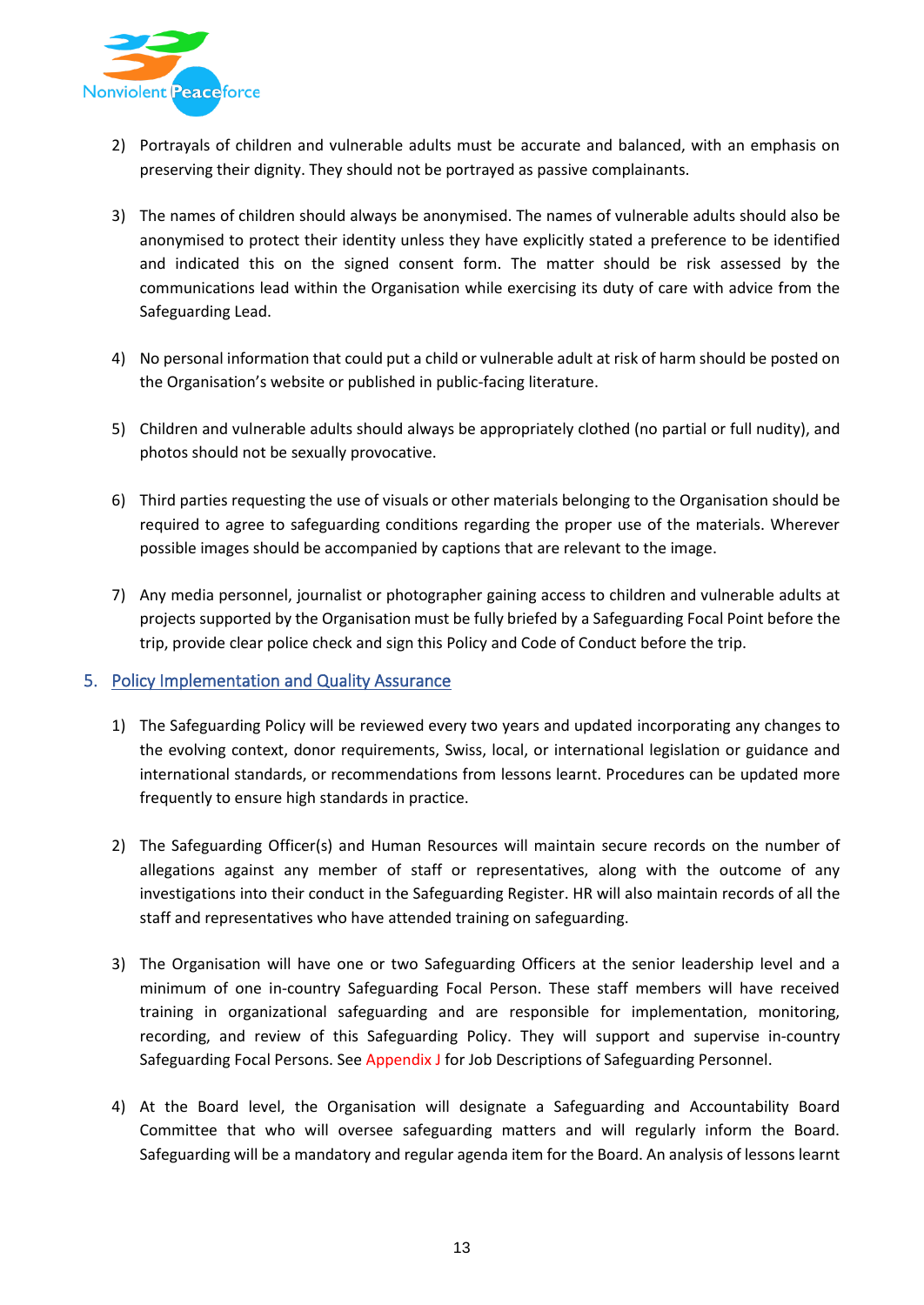2) Portrayals of children and vulnerable adults must be accurate and balanced, with an emphasis on preserving their dignity. They should not be portrayed as passive complainants.

3) The names of children should always be anonymised. The names of vulnerable adults should also be anonymised to protect their identity unless they have explicitly stated a preference to be identified and indicated this on the signed consent form. The matter should be risk assessed by the communications lead within the Organisation while exercising its duty of care with advice from the Safeguarding Lead.

4) No personal information that could put a child or vulnerable adult at risk of harm should be posted on the Organisation's website or published in public-facing literature.

5) Children and vulnerable adults should always be appropriately clothed (no partial or full nudity), and photos should not be sexually provocative.

6) Third parties requesting the use of visuals or other materials belonging to the Organisation should be required to agree to safeguarding conditions regarding the proper use of the materials. Wherever possible images should be accompanied by captions that are relevant to the image.

7) Any media personnel, journalist or photographer gaining access to children and vulnerable adults at projects supported by the Organisation must be fully briefed by a Safeguarding Focal Point before the trip, provide clear police check and sign this Policy and Code of Conduct before the trip.

## 5. Policy Implementation and Quality Assurance

1) The Safeguarding Policy will be reviewed every two years and updated incorporating any changes to the evolving context, donor requirements, Swiss, local, or international legislation or guidance and international standards, or recommendations from lessons learnt. Procedures can be updated more frequently to ensure high standards in practice.

2) The Safeguarding Officer(s) and Human Resources will maintain secure records on the number of allegations against any member of staff or representatives, along with the outcome of any investigations into their conduct in the Safeguarding Register. HR will also maintain records of all the staff and representatives who have attended training on safeguarding.

3) The Organisation will have one or two Safeguarding Officers at the senior leadership level and a minimum of one in-country Safeguarding Focal Person. These staff members will have received training in organizational safeguarding and are responsible for implementation, monitoring, recording, and review of this Safeguarding Policy. They will support and supervise in-country Safeguarding Focal Persons. See Appendix J for Job Descriptions of Safeguarding Personnel.

4) At the Board level, the Organisation will designate a Safeguarding and Accountability Board Committee that who will oversee safeguarding matters and will regularly inform the Board. Safeguarding will be a mandatory and regular agenda item for the Board. An analysis of lessons learnt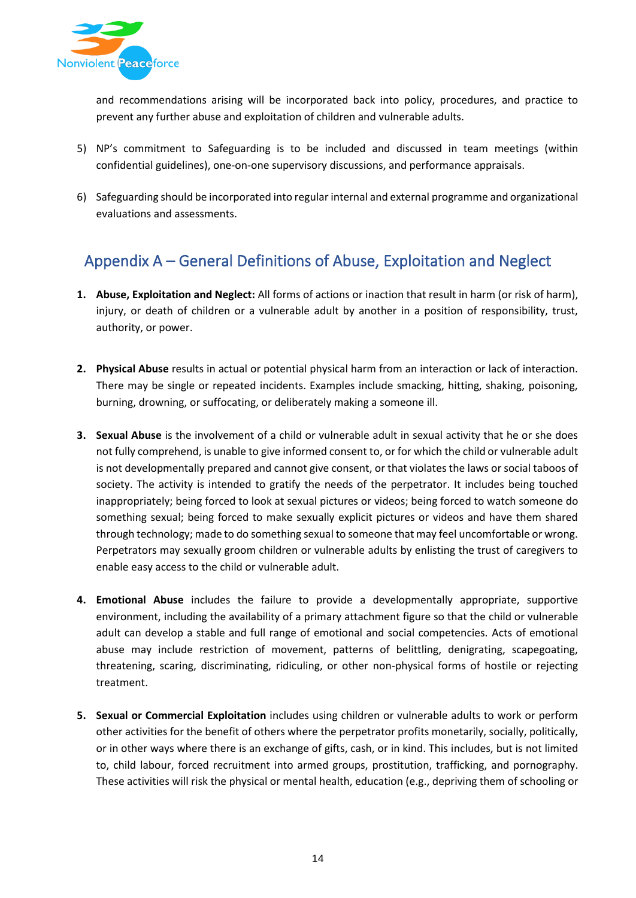and recommendations arising will be incorporated back into policy, procedures, and practice to prevent any further abuse and exploitation of children and vulnerable adults.

5) NP's commitment to Safeguarding is to be included and discussed in team meetings (within confidential guidelines), one-on-one supervisory discussions, and performance appraisals.

6) Safeguarding should be incorporated into regular internal and external programme and organizational evaluations and assessments.

## Appendix A – General Definitions of Abuse, Exploitation and Neglect

1. **Abuse, Exploitation and Neglect:** All forms of actions or inaction that result in harm (or risk of harm), injury, or death of children or a vulnerable adult by another in a position of responsibility, trust, authority, or power.

2. **Physical Abuse** results in actual or potential physical harm from an interaction or lack of interaction. There may be single or repeated incidents. Examples include smacking, hitting, shaking, poisoning, burning, drowning, or suffocating, or deliberately making a someone ill.

3. **Sexual Abuse** is the involvement of a child or vulnerable adult in sexual activity that he or she does not fully comprehend, is unable to give informed consent to, or for which the child or vulnerable adult is not developmentally prepared and cannot give consent, or that violates the laws or social taboos of society. The activity is intended to gratify the needs of the perpetrator. It includes being touched inappropriately; being forced to look at sexual pictures or videos; being forced to watch someone do something sexual; being forced to make sexually explicit pictures or videos and have them shared through technology; made to do something sexual to someone that may feel uncomfortable or wrong. Perpetrators may sexually groom children or vulnerable adults by enlisting the trust of caregivers to enable easy access to the child or vulnerable adult.

4. **Emotional Abuse** includes the failure to provide a developmentally appropriate, supportive environment, including the availability of a primary attachment figure so that the child or vulnerable adult can develop a stable and full range of emotional and social competencies. Acts of emotional abuse may include restriction of movement, patterns of belittling, denigrating, scapegoating, threatening, scaring, discriminating, ridiculing, or other non-physical forms of hostile or rejecting treatment.

5. **Sexual or Commercial Exploitation** includes using children or vulnerable adults to work or perform other activities for the benefit of others where the perpetrator profits monetarily, socially, politically, or in other ways where there is an exchange of gifts, cash, or in kind. This includes, but is not limited to, child labour, forced recruitment into armed groups, prostitution, trafficking, and pornography. These activities will risk the physical or mental health, education (e.g., depriving them of schooling or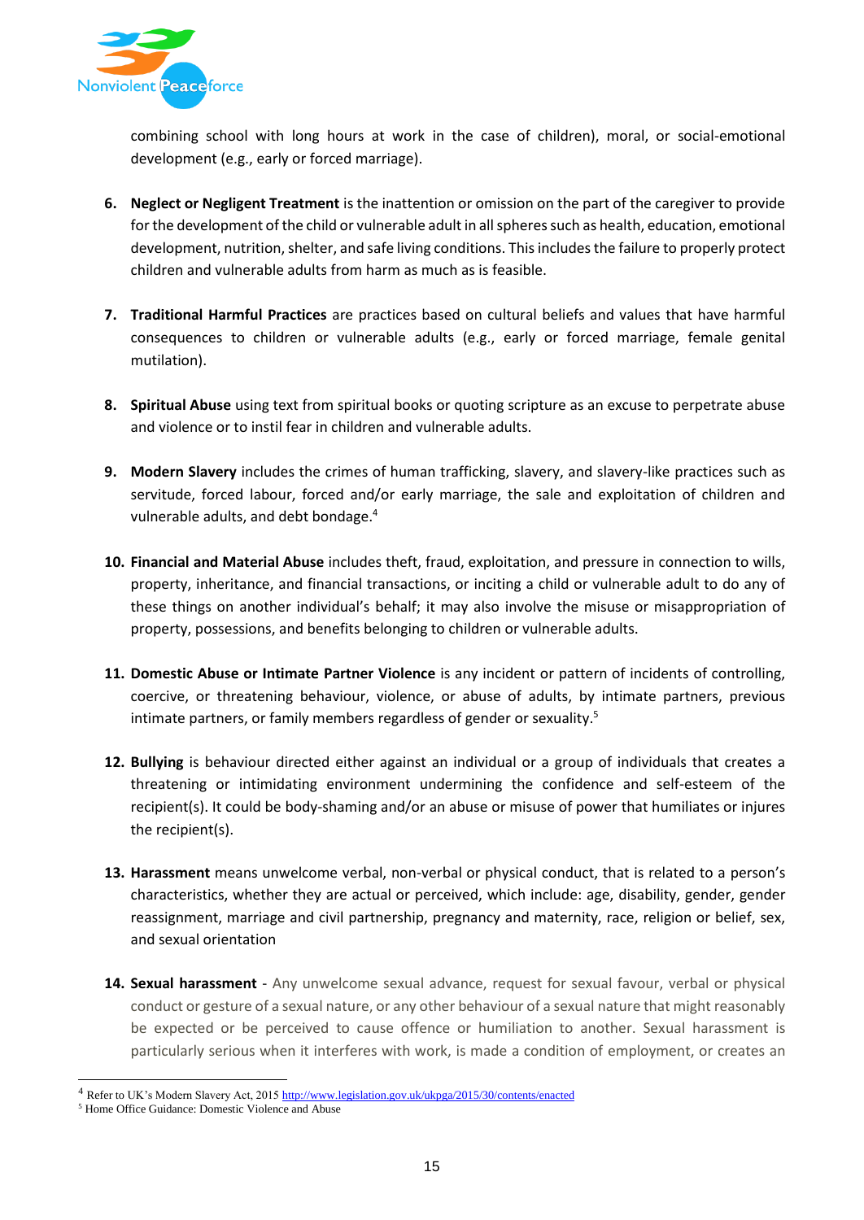combining school with long hours at work in the case of children), moral, or social-emotional development (e.g., early or forced marriage).

6. **Neglect or Negligent Treatment** is the inattention or omission on the part of the caregiver to provide for the development of the child or vulnerable adult in all spheres such as health, education, emotional development, nutrition, shelter, and safe living conditions. This includes the failure to properly protect children and vulnerable adults from harm as much as is feasible.

7. **Traditional Harmful Practices** are practices based on cultural beliefs and values that have harmful consequences to children or vulnerable adults (e.g., early or forced marriage, female genital mutilation).

8. **Spiritual Abuse** using text from spiritual books or quoting scripture as an excuse to perpetrate abuse and violence or to instil fear in children and vulnerable adults.

9. **Modern Slavery** includes the crimes of human trafficking, slavery, and slavery-like practices such as servitude, forced labour, forced and/or early marriage, the sale and exploitation of children and vulnerable adults, and debt bondage.[4]

10. **Financial and Material Abuse** includes theft, fraud, exploitation, and pressure in connection to wills, property, inheritance, and financial transactions, or inciting a child or vulnerable adult to do any of these things on another individual's behalf; it may also involve the misuse or misappropriation of property, possessions, and benefits belonging to children or vulnerable adults.

11. **Domestic Abuse or Intimate Partner Violence** is any incident or pattern of incidents of controlling, coercive, or threatening behaviour, violence, or abuse of adults, by intimate partners, previous intimate partners, or family members regardless of gender or sexuality.[5]

12. **Bullying** is behaviour directed either against an individual or a group of individuals that creates a threatening or intimidating environment undermining the confidence and self-esteem of the recipient(s). It could be body-shaming and/or an abuse or misuse of power that humiliates or injures the recipient(s).

13. **Harassment** means unwelcome verbal, non-verbal or physical conduct, that is related to a person's characteristics, whether they are actual or perceived, which include: age, disability, gender, gender reassignment, marriage and civil partnership, pregnancy and maternity, race, religion or belief, sex, and sexual orientation

14. **Sexual harassment** - Any unwelcome sexual advance, request for sexual favour, verbal or physical conduct or gesture of a sexual nature, or any other behaviour of a sexual nature that might reasonably be expected or be perceived to cause offence or humiliation to another. Sexual harassment is particularly serious when it interferes with work, is made a condition of employment, or creates an

---

[4] Refer to UK's Modern Slavery Act, 2015 http://www.legislation.gov.uk/ukpga/2015/30/contents/enacted

[5] Home Office Guidance: Domestic Violence and Abuse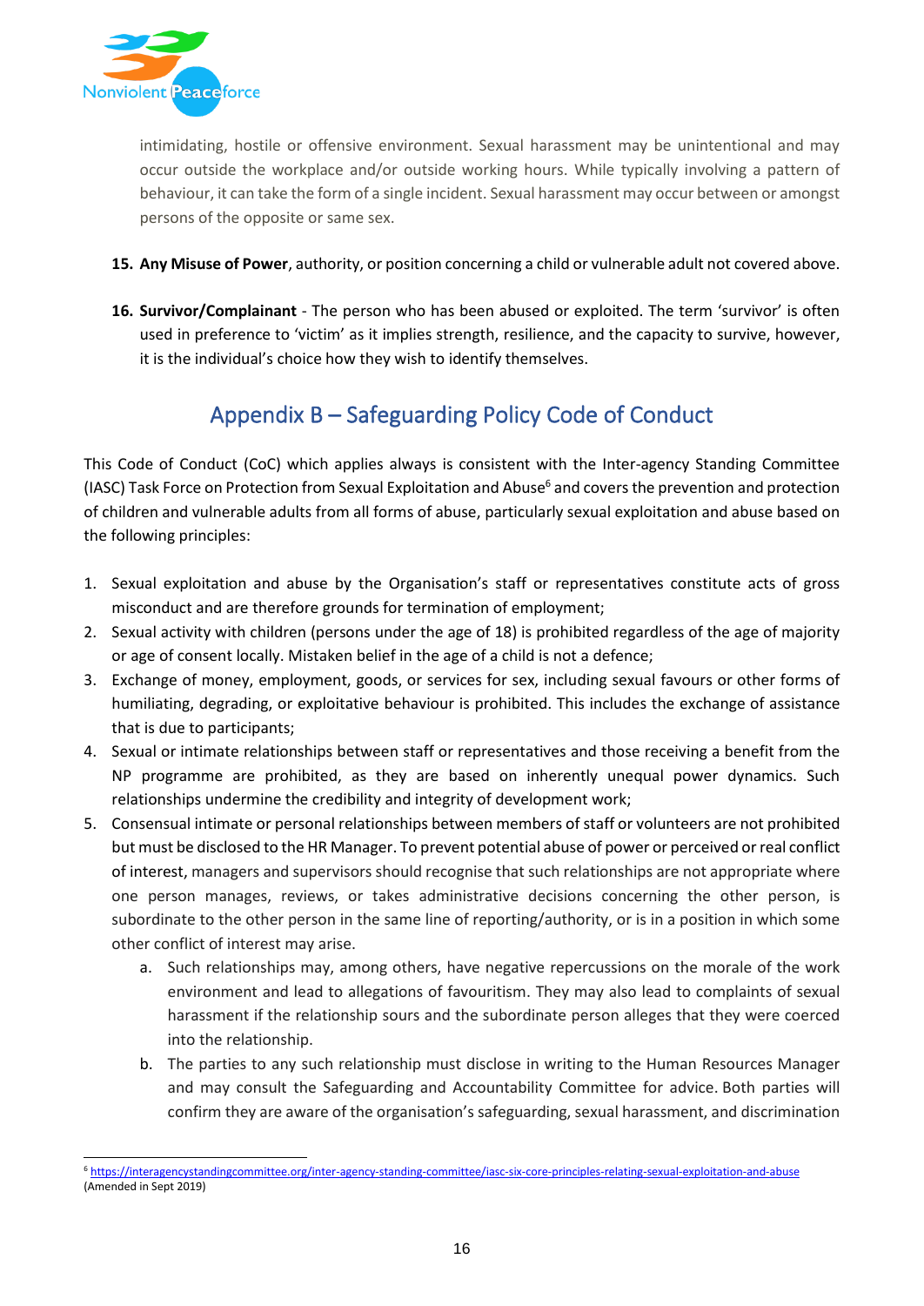intimidating, hostile or offensive environment. Sexual harassment may be unintentional and may occur outside the workplace and/or outside working hours. While typically involving a pattern of behaviour, it can take the form of a single incident. Sexual harassment may occur between or amongst persons of the opposite or same sex.

15. **Any Misuse of Power**, authority, or position concerning a child or vulnerable adult not covered above.

16. **Survivor/Complainant** - The person who has been abused or exploited. The term 'survivor' is often used in preference to 'victim' as it implies strength, resilience, and the capacity to survive, however, it is the individual's choice how they wish to identify themselves.

## Appendix B – Safeguarding Policy Code of Conduct

This Code of Conduct (CoC) which applies always is consistent with the Inter-agency Standing Committee (IASC) Task Force on Protection from Sexual Exploitation and Abuse[6] and covers the prevention and protection of children and vulnerable adults from all forms of abuse, particularly sexual exploitation and abuse based on the following principles:

1. Sexual exploitation and abuse by the Organisation's staff or representatives constitute acts of gross misconduct and are therefore grounds for termination of employment;
2. Sexual activity with children (persons under the age of 18) is prohibited regardless of the age of majority or age of consent locally. Mistaken belief in the age of a child is not a defence;
3. Exchange of money, employment, goods, or services for sex, including sexual favours or other forms of humiliating, degrading, or exploitative behaviour is prohibited. This includes the exchange of assistance that is due to participants;
4. Sexual or intimate relationships between staff or representatives and those receiving a benefit from the NP programme are prohibited, as they are based on inherently unequal power dynamics. Such relationships undermine the credibility and integrity of development work;
5. Consensual intimate or personal relationships between members of staff or volunteers are not prohibited but must be disclosed to the HR Manager. To prevent potential abuse of power or perceived or real conflict of interest, managers and supervisors should recognise that such relationships are not appropriate where one person manages, reviews, or takes administrative decisions concerning the other person, is subordinate to the other person in the same line of reporting/authority, or is in a position in which some other conflict of interest may arise.
    a. Such relationships may, among others, have negative repercussions on the morale of the work environment and lead to allegations of favouritism. They may also lead to complaints of sexual harassment if the relationship sours and the subordinate person alleges that they were coerced into the relationship.
    b. The parties to any such relationship must disclose in writing to the Human Resources Manager and may consult the Safeguarding and Accountability Committee for advice. Both parties will confirm they are aware of the organisation's safeguarding, sexual harassment, and discrimination

[6] https://interagencystandingcommittee.org/inter-agency-standing-committee/iasc-six-core-principles-relating-sexual-exploitation-and-abuse (Amended in Sept 2019)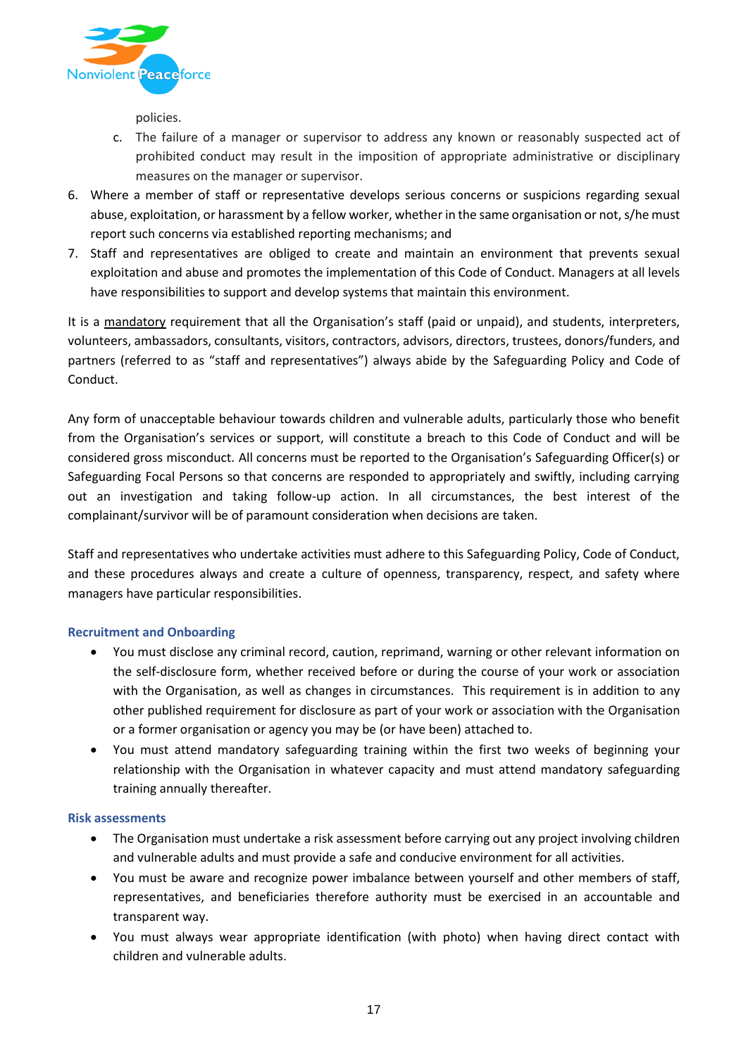policies.

c. The failure of a manager or supervisor to address any known or reasonably suspected act of prohibited conduct may result in the imposition of appropriate administrative or disciplinary measures on the manager or supervisor.

6. Where a member of staff or representative develops serious concerns or suspicions regarding sexual abuse, exploitation, or harassment by a fellow worker, whether in the same organisation or not, s/he must report such concerns via established reporting mechanisms; and
7. Staff and representatives are obliged to create and maintain an environment that prevents sexual exploitation and abuse and promotes the implementation of this Code of Conduct. Managers at all levels have responsibilities to support and develop systems that maintain this environment.

It is a mandatory requirement that all the Organisation's staff (paid or unpaid), and students, interpreters, volunteers, ambassadors, consultants, visitors, contractors, advisors, directors, trustees, donors/funders, and partners (referred to as "staff and representatives") always abide by the Safeguarding Policy and Code of Conduct.

Any form of unacceptable behaviour towards children and vulnerable adults, particularly those who benefit from the Organisation's services or support, will constitute a breach to this Code of Conduct and will be considered gross misconduct. All concerns must be reported to the Organisation's Safeguarding Officer(s) or Safeguarding Focal Persons so that concerns are responded to appropriately and swiftly, including carrying out an investigation and taking follow-up action. In all circumstances, the best interest of the complainant/survivor will be of paramount consideration when decisions are taken.

Staff and representatives who undertake activities must adhere to this Safeguarding Policy, Code of Conduct, and these procedures always and create a culture of openness, transparency, respect, and safety where managers have particular responsibilities.

### Recruitment and Onboarding

- You must disclose any criminal record, caution, reprimand, warning or other relevant information on the self-disclosure form, whether received before or during the course of your work or association with the Organisation, as well as changes in circumstances. This requirement is in addition to any other published requirement for disclosure as part of your work or association with the Organisation or a former organisation or agency you may be (or have been) attached to.
- You must attend mandatory safeguarding training within the first two weeks of beginning your relationship with the Organisation in whatever capacity and must attend mandatory safeguarding training annually thereafter.

### Risk assessments

- The Organisation must undertake a risk assessment before carrying out any project involving children and vulnerable adults and must provide a safe and conducive environment for all activities.
- You must be aware and recognize power imbalance between yourself and other members of staff, representatives, and beneficiaries therefore authority must be exercised in an accountable and transparent way.
- You must always wear appropriate identification (with photo) when having direct contact with children and vulnerable adults.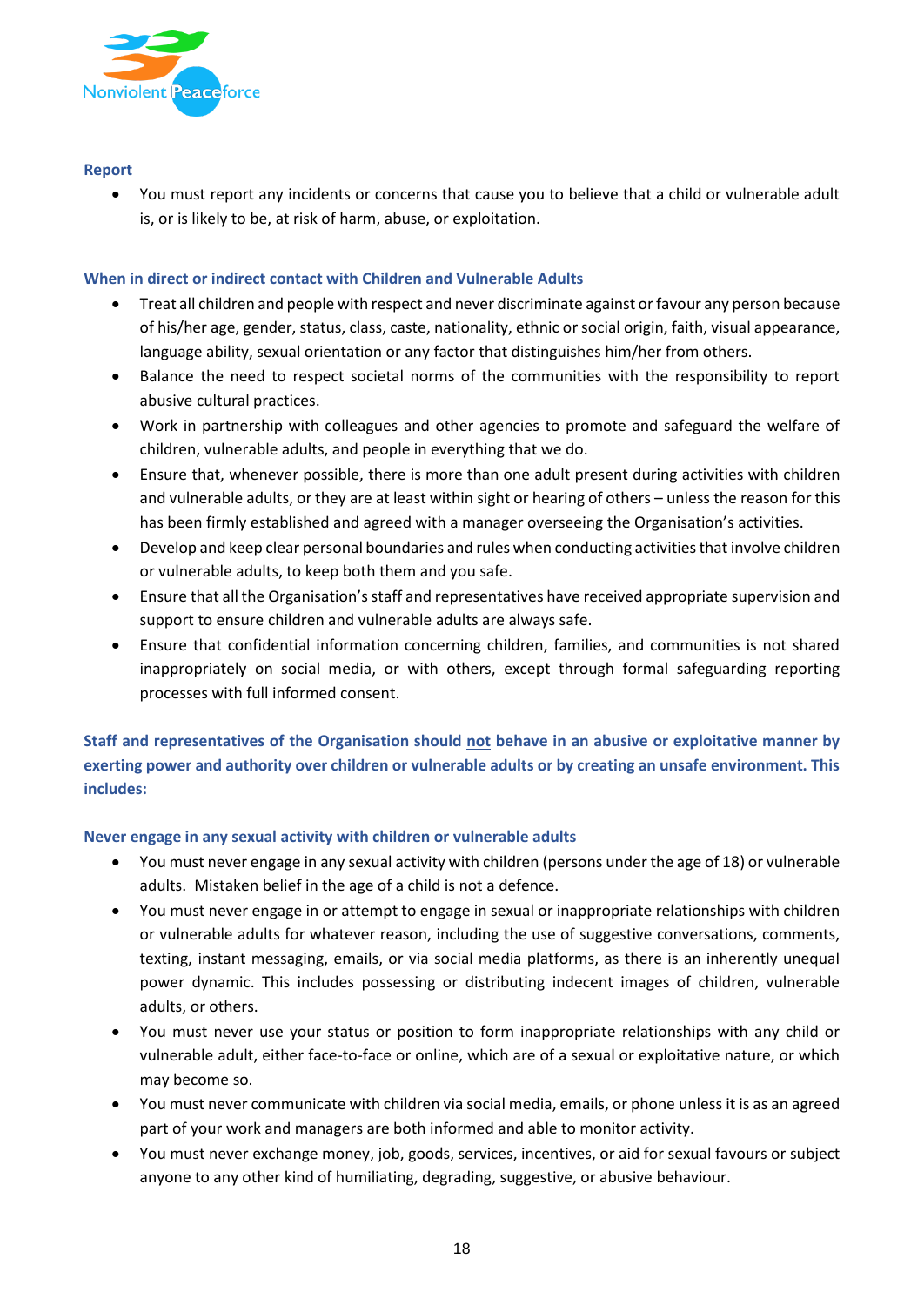### Report

- You must report any incidents or concerns that cause you to believe that a child or vulnerable adult is, or is likely to be, at risk of harm, abuse, or exploitation.

### When in direct or indirect contact with Children and Vulnerable Adults

- Treat all children and people with respect and never discriminate against or favour any person because of his/her age, gender, status, class, caste, nationality, ethnic or social origin, faith, visual appearance, language ability, sexual orientation or any factor that distinguishes him/her from others.
- Balance the need to respect societal norms of the communities with the responsibility to report abusive cultural practices.
- Work in partnership with colleagues and other agencies to promote and safeguard the welfare of children, vulnerable adults, and people in everything that we do.
- Ensure that, whenever possible, there is more than one adult present during activities with children and vulnerable adults, or they are at least within sight or hearing of others – unless the reason for this has been firmly established and agreed with a manager overseeing the Organisation's activities.
- Develop and keep clear personal boundaries and rules when conducting activities that involve children or vulnerable adults, to keep both them and you safe.
- Ensure that all the Organisation's staff and representatives have received appropriate supervision and support to ensure children and vulnerable adults are always safe.
- Ensure that confidential information concerning children, families, and communities is not shared inappropriately on social media, or with others, except through formal safeguarding reporting processes with full informed consent.

**Staff and representatives of the Organisation should <u>not</u> behave in an abusive or exploitative manner by exerting power and authority over children or vulnerable adults or by creating an unsafe environment. This includes:**

### Never engage in any sexual activity with children or vulnerable adults

- You must never engage in any sexual activity with children (persons under the age of 18) or vulnerable adults. Mistaken belief in the age of a child is not a defence.
- You must never engage in or attempt to engage in sexual or inappropriate relationships with children or vulnerable adults for whatever reason, including the use of suggestive conversations, comments, texting, instant messaging, emails, or via social media platforms, as there is an inherently unequal power dynamic. This includes possessing or distributing indecent images of children, vulnerable adults, or others.
- You must never use your status or position to form inappropriate relationships with any child or vulnerable adult, either face-to-face or online, which are of a sexual or exploitative nature, or which may become so.
- You must never communicate with children via social media, emails, or phone unless it is as an agreed part of your work and managers are both informed and able to monitor activity.
- You must never exchange money, job, goods, services, incentives, or aid for sexual favours or subject anyone to any other kind of humiliating, degrading, suggestive, or abusive behaviour.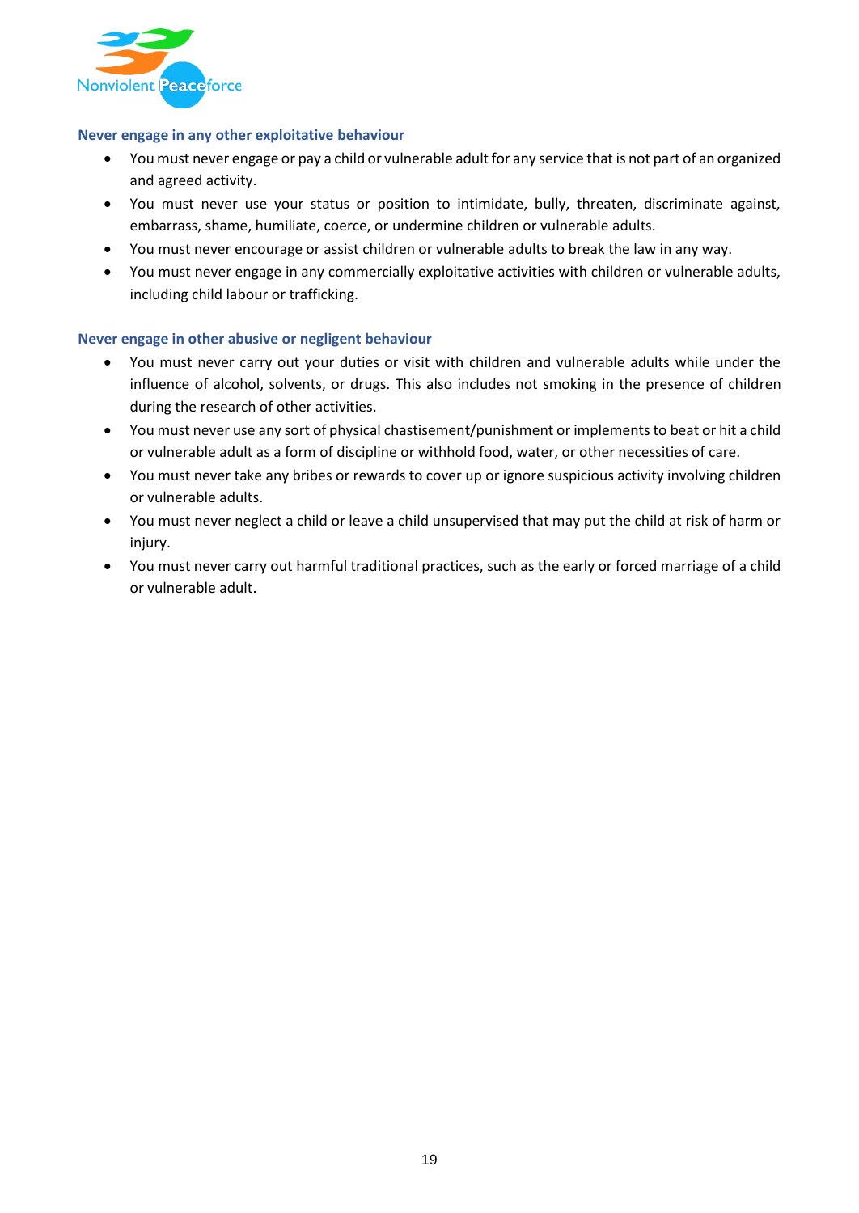### Never engage in any other exploitative behaviour

- You must never engage or pay a child or vulnerable adult for any service that is not part of an organized and agreed activity.
- You must never use your status or position to intimidate, bully, threaten, discriminate against, embarrass, shame, humiliate, coerce, or undermine children or vulnerable adults.
- You must never encourage or assist children or vulnerable adults to break the law in any way.
- You must never engage in any commercially exploitative activities with children or vulnerable adults, including child labour or trafficking.

### Never engage in other abusive or negligent behaviour

- You must never carry out your duties or visit with children and vulnerable adults while under the influence of alcohol, solvents, or drugs. This also includes not smoking in the presence of children during the research of other activities.
- You must never use any sort of physical chastisement/punishment or implements to beat or hit a child or vulnerable adult as a form of discipline or withhold food, water, or other necessities of care.
- You must never take any bribes or rewards to cover up or ignore suspicious activity involving children or vulnerable adults.
- You must never neglect a child or leave a child unsupervised that may put the child at risk of harm or injury.
- You must never carry out harmful traditional practices, such as the early or forced marriage of a child or vulnerable adult.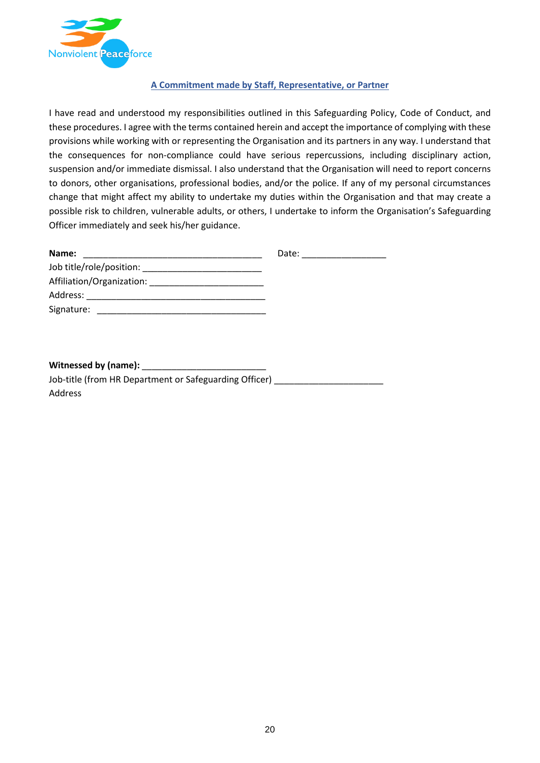Nonviolent Peaceforce

**A Commitment made by Staff, Representative, or Partner**

I have read and understood my responsibilities outlined in this Safeguarding Policy, Code of Conduct, and these procedures. I agree with the terms contained herein and accept the importance of complying with these provisions while working with or representing the Organisation and its partners in any way. I understand that the consequences for non-compliance could have serious repercussions, including disciplinary action, suspension and/or immediate dismissal. I also understand that the Organisation will need to report concerns to donors, other organisations, professional bodies, and/or the police. If any of my personal circumstances change that might affect my ability to undertake my duties within the Organisation and that may create a possible risk to children, vulnerable adults, or others, I undertake to inform the Organisation's Safeguarding Officer immediately and seek his/her guidance.

**Name:** ____________________________________ Date: _________________

Job title/role/position: ________________________

Affiliation/Organization: _______________________

Address: ____________________________________

Signature: __________________________________

**Witnessed by (name):** _________________________

Job-title (from HR Department or Safeguarding Officer) ______________________

Address